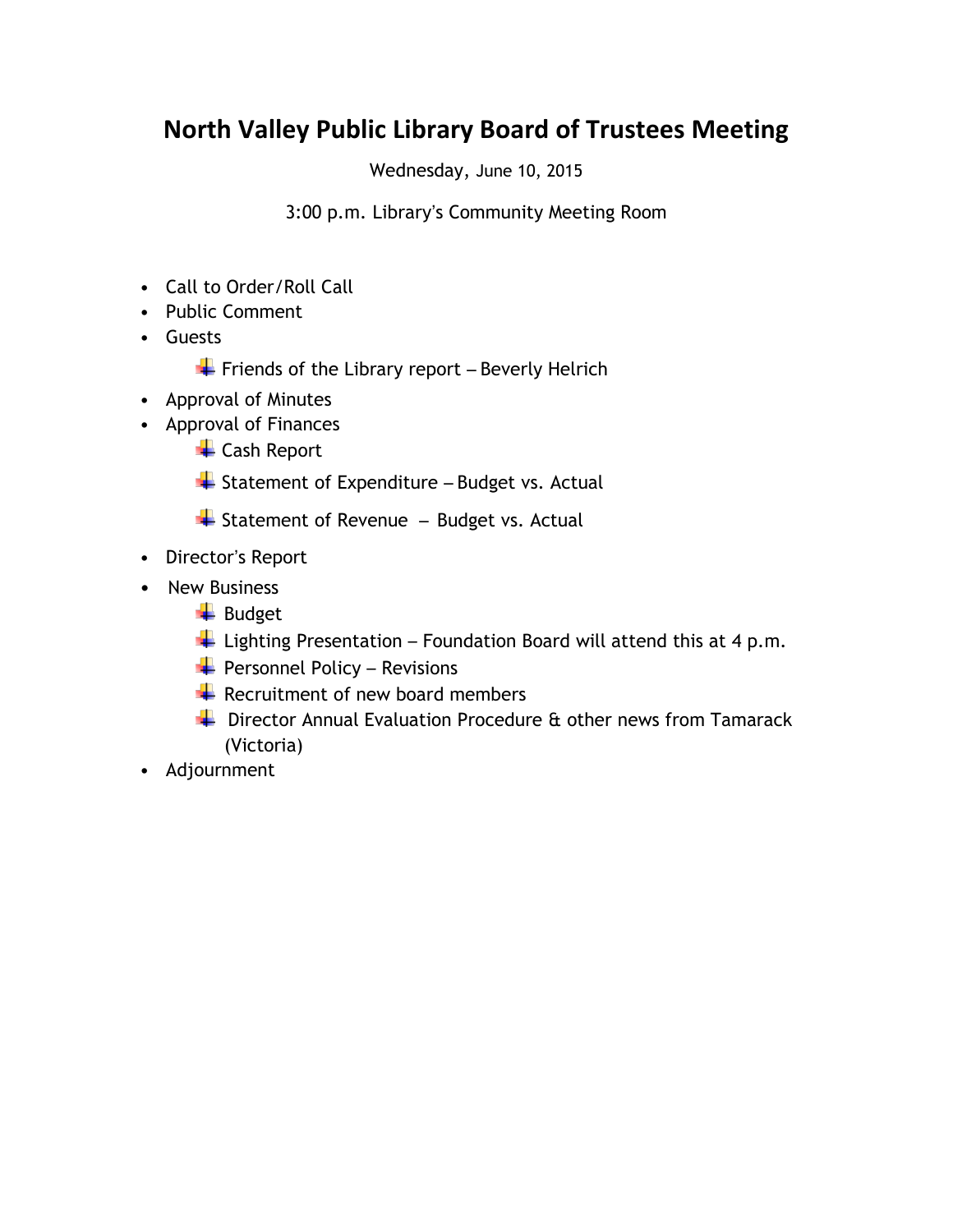# North Valley Public Library Board of Trustees Meeting

Wednesday, June 10, 2015

3:00 p.m. Library's Community Meeting Room

- Call to Order/Roll Call
- Public Comment
- Guests
    - Friends of the Library report – Beverly Helrich
- Approval of Minutes
- Approval of Finances
    - Cash Report
    - Statement of Expenditure – Budget vs. Actual
    - Statement of Revenue – Budget vs. Actual
- Director's Report
- New Business
    - Budget
    - Lighting Presentation – Foundation Board will attend this at 4 p.m.
    - Personnel Policy – Revisions
    - Recruitment of new board members
    - Director Annual Evaluation Procedure & other news from Tamarack (Victoria)
- Adjournment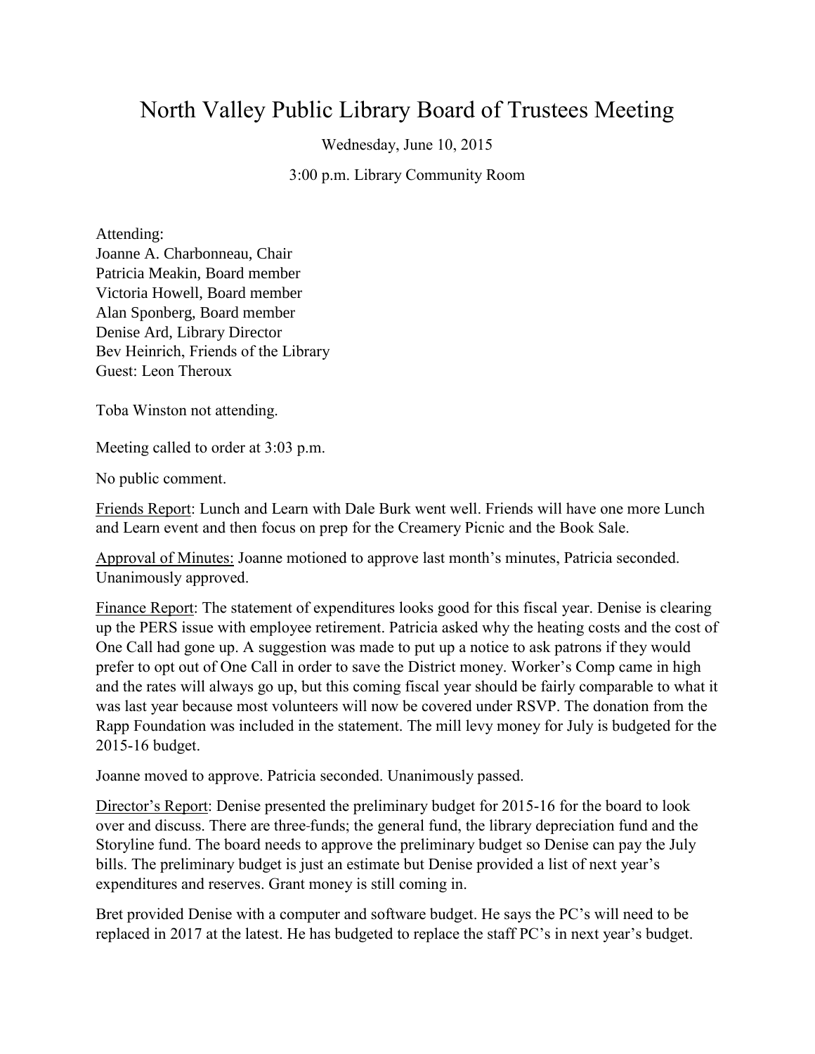# North Valley Public Library Board of Trustees Meeting

Wednesday, June 10, 2015

3:00 p.m. Library Community Room

Attending:
Joanne A. Charbonneau, Chair
Patricia Meakin, Board member
Victoria Howell, Board member
Alan Sponberg, Board member
Denise Ard, Library Director
Bev Heinrich, Friends of the Library
Guest: Leon Theroux

Toba Winston not attending.

Meeting called to order at 3:03 p.m.

No public comment.

Friends Report: Lunch and Learn with Dale Burk went well. Friends will have one more Lunch and Learn event and then focus on prep for the Creamery Picnic and the Book Sale.

Approval of Minutes: Joanne motioned to approve last month's minutes, Patricia seconded. Unanimously approved.

Finance Report: The statement of expenditures looks good for this fiscal year. Denise is clearing up the PERS issue with employee retirement. Patricia asked why the heating costs and the cost of One Call had gone up. A suggestion was made to put up a notice to ask patrons if they would prefer to opt out of One Call in order to save the District money. Worker's Comp came in high and the rates will always go up, but this coming fiscal year should be fairly comparable to what it was last year because most volunteers will now be covered under RSVP. The donation from the Rapp Foundation was included in the statement. The mill levy money for July is budgeted for the 2015-16 budget.

Joanne moved to approve. Patricia seconded. Unanimously passed.

Director's Report: Denise presented the preliminary budget for 2015-16 for the board to look over and discuss. There are three-funds; the general fund, the library depreciation fund and the Storyline fund. The board needs to approve the preliminary budget so Denise can pay the July bills. The preliminary budget is just an estimate but Denise provided a list of next year's expenditures and reserves. Grant money is still coming in.

Bret provided Denise with a computer and software budget. He says the PC's will need to be replaced in 2017 at the latest. He has budgeted to replace the staff PC's in next year's budget.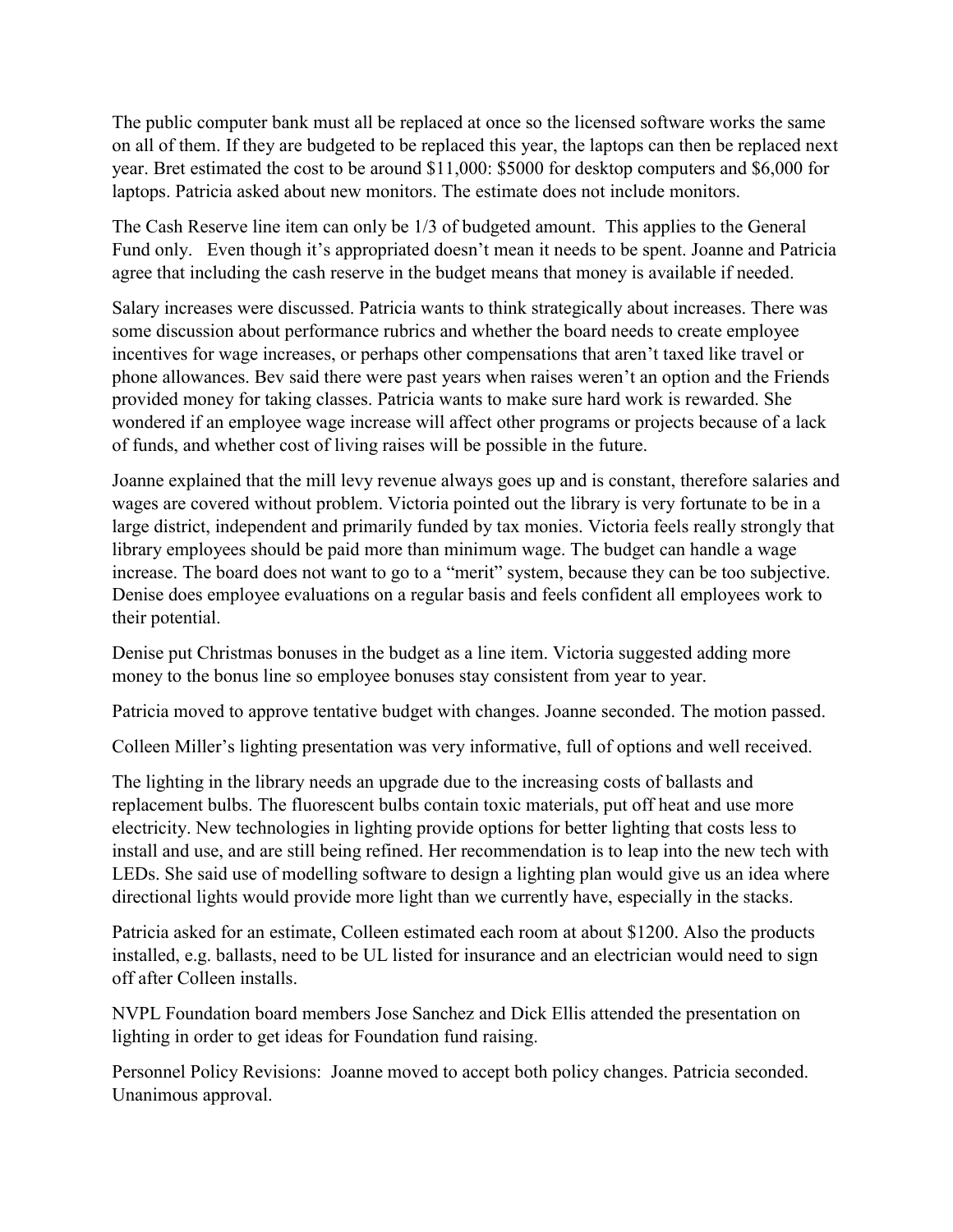The public computer bank must all be replaced at once so the licensed software works the same on all of them. If they are budgeted to be replaced this year, the laptops can then be replaced next year. Bret estimated the cost to be around $11,000: $5000 for desktop computers and $6,000 for laptops. Patricia asked about new monitors. The estimate does not include monitors.

The Cash Reserve line item can only be 1/3 of budgeted amount. This applies to the General Fund only. Even though it's appropriated doesn't mean it needs to be spent. Joanne and Patricia agree that including the cash reserve in the budget means that money is available if needed.

Salary increases were discussed. Patricia wants to think strategically about increases. There was some discussion about performance rubrics and whether the board needs to create employee incentives for wage increases, or perhaps other compensations that aren't taxed like travel or phone allowances. Bev said there were past years when raises weren't an option and the Friends provided money for taking classes. Patricia wants to make sure hard work is rewarded. She wondered if an employee wage increase will affect other programs or projects because of a lack of funds, and whether cost of living raises will be possible in the future.

Joanne explained that the mill levy revenue always goes up and is constant, therefore salaries and wages are covered without problem. Victoria pointed out the library is very fortunate to be in a large district, independent and primarily funded by tax monies. Victoria feels really strongly that library employees should be paid more than minimum wage. The budget can handle a wage increase. The board does not want to go to a "merit" system, because they can be too subjective. Denise does employee evaluations on a regular basis and feels confident all employees work to their potential.

Denise put Christmas bonuses in the budget as a line item. Victoria suggested adding more money to the bonus line so employee bonuses stay consistent from year to year.

Patricia moved to approve tentative budget with changes. Joanne seconded. The motion passed.

Colleen Miller's lighting presentation was very informative, full of options and well received.

The lighting in the library needs an upgrade due to the increasing costs of ballasts and replacement bulbs. The fluorescent bulbs contain toxic materials, put off heat and use more electricity. New technologies in lighting provide options for better lighting that costs less to install and use, and are still being refined. Her recommendation is to leap into the new tech with LEDs. She said use of modelling software to design a lighting plan would give us an idea where directional lights would provide more light than we currently have, especially in the stacks.

Patricia asked for an estimate, Colleen estimated each room at about $1200. Also the products installed, e.g. ballasts, need to be UL listed for insurance and an electrician would need to sign off after Colleen installs.

NVPL Foundation board members Jose Sanchez and Dick Ellis attended the presentation on lighting in order to get ideas for Foundation fund raising.

Personnel Policy Revisions: Joanne moved to accept both policy changes. Patricia seconded. Unanimous approval.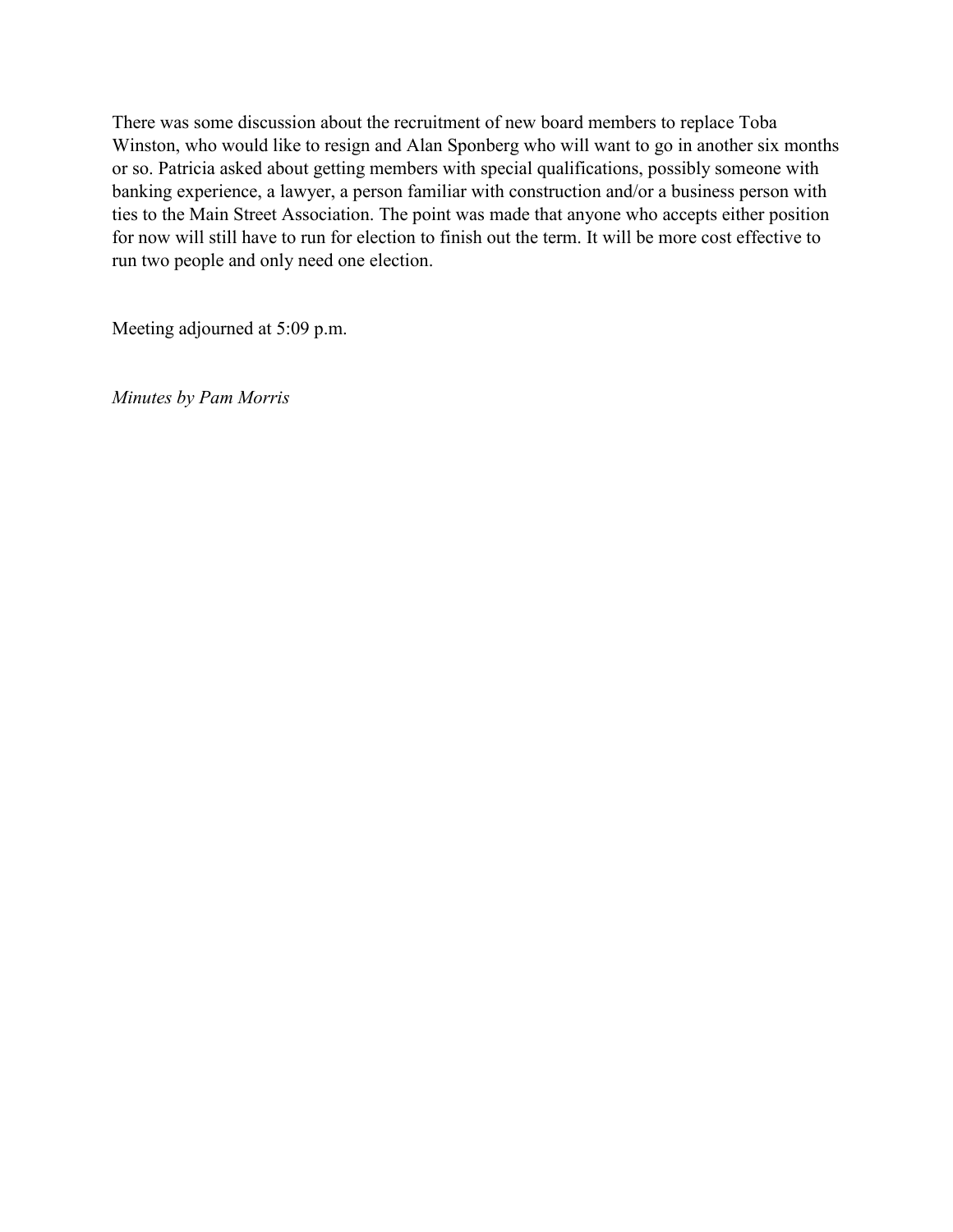There was some discussion about the recruitment of new board members to replace Toba Winston, who would like to resign and Alan Sponberg who will want to go in another six months or so. Patricia asked about getting members with special qualifications, possibly someone with banking experience, a lawyer, a person familiar with construction and/or a business person with ties to the Main Street Association. The point was made that anyone who accepts either position for now will still have to run for election to finish out the term. It will be more cost effective to run two people and only need one election.

Meeting adjourned at 5:09 p.m.

*Minutes by Pam Morris*